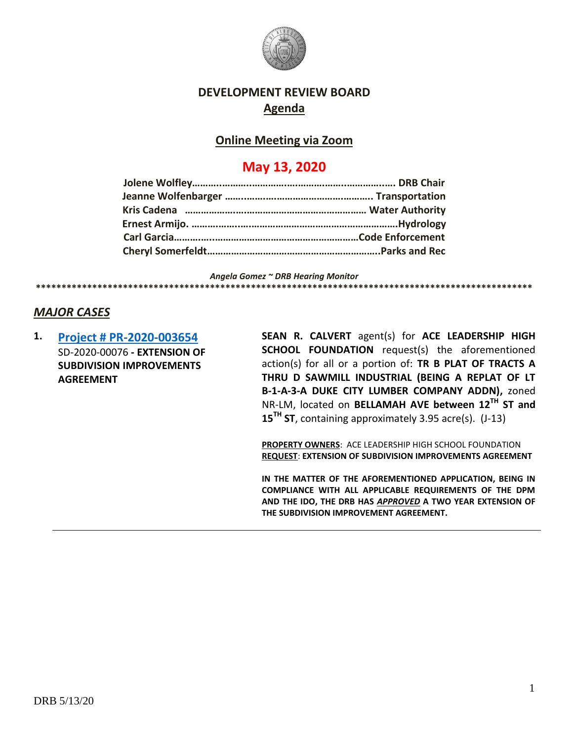# DEVELOPMENT REVIEW BOARD

## Agenda

## Online Meeting via Zoom

## May 13, 2020

**Jolene Wolfley……………………………………………………………… DRB Chair**
**Jeanne Wolfenbarger ……………………………………………. Transportation**
**Kris Cadena ……………………………………………………… Water Authority**
**Ernest Armijo. ……………………………………………………………Hydrology**
**Carl Garcia…………………………………………………………Code Enforcement**
**Cheryl Somerfeldt……………………………………………………..Parks and Rec**

*Angela Gomez ~ DRB Hearing Monitor*

**************************************************************************************************

## *MAJOR CASES*

1. **Project # PR-2020-003654**
   SD-2020-00076 **- EXTENSION OF SUBDIVISION IMPROVEMENTS AGREEMENT**

   **SEAN R. CALVERT** agent(s) for **ACE LEADERSHIP HIGH SCHOOL FOUNDATION** request(s) the aforementioned action(s) for all or a portion of: **TR B PLAT OF TRACTS A THRU D SAWMILL INDUSTRIAL (BEING A REPLAT OF LT B-1-A-3-A DUKE CITY LUMBER COMPANY ADDN),** zoned NR-LM, located on **BELLAMAH AVE between 12TH ST and 15TH ST**, containing approximately 3.95 acre(s). (J-13)

   **PROPERTY OWNERS**: ACE LEADERSHIP HIGH SCHOOL FOUNDATION
   **REQUEST**: **EXTENSION OF SUBDIVISION IMPROVEMENTS AGREEMENT**

   **IN THE MATTER OF THE AFOREMENTIONED APPLICATION, BEING IN COMPLIANCE WITH ALL APPLICABLE REQUIREMENTS OF THE DPM AND THE IDO, THE DRB HAS *APPROVED* A TWO YEAR EXTENSION OF THE SUBDIVISION IMPROVEMENT AGREEMENT.**

---

DRB 5/13/20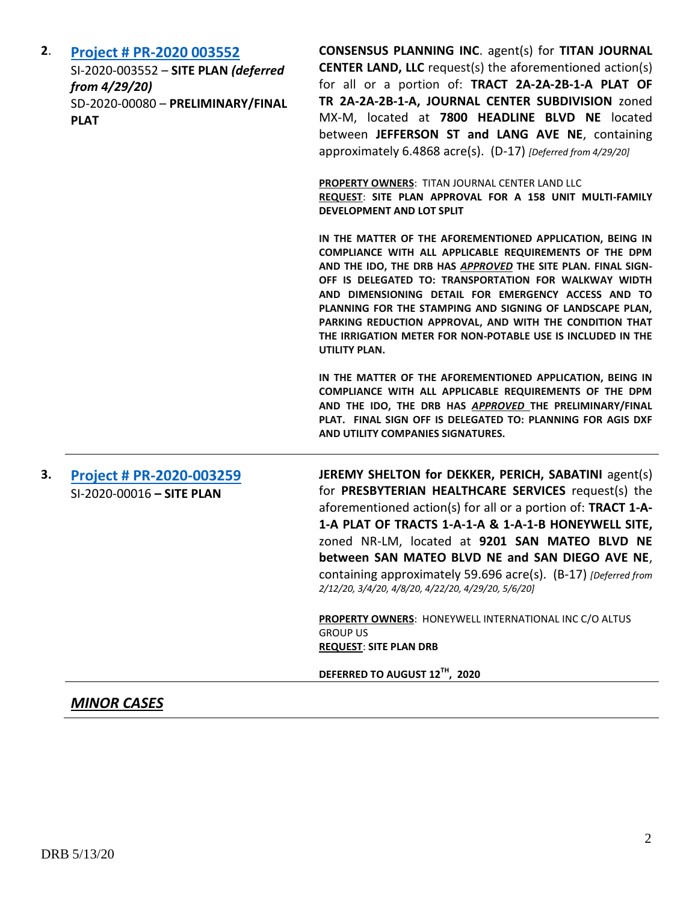**2.** **[Project # PR-2020 003552](#)**
SI-2020-003552 – **SITE PLAN** ***(deferred from 4/29/20)***
SD-2020-00080 – **PRELIMINARY/FINAL PLAT**

**CONSENSUS PLANNING INC**. agent(s) for **TITAN JOURNAL CENTER LAND, LLC** request(s) the aforementioned action(s) for all or a portion of: **TRACT 2A-2A-2B-1-A PLAT OF TR 2A-2A-2B-1-A, JOURNAL CENTER SUBDIVISION** zoned MX-M, located at **7800 HEADLINE BLVD NE** located between **JEFFERSON ST and LANG AVE NE**, containing approximately 6.4868 acre(s). (D-17) *[Deferred from 4/29/20]*

**PROPERTY OWNERS**: TITAN JOURNAL CENTER LAND LLC
**REQUEST**: **SITE PLAN APPROVAL FOR A 158 UNIT MULTI-FAMILY DEVELOPMENT AND LOT SPLIT**

**IN THE MATTER OF THE AFOREMENTIONED APPLICATION, BEING IN COMPLIANCE WITH ALL APPLICABLE REQUIREMENTS OF THE DPM AND THE IDO, THE DRB HAS *APPROVED* THE SITE PLAN. FINAL SIGN-OFF IS DELEGATED TO: TRANSPORTATION FOR WALKWAY WIDTH AND DIMENSIONING DETAIL FOR EMERGENCY ACCESS AND TO PLANNING FOR THE STAMPING AND SIGNING OF LANDSCAPE PLAN, PARKING REDUCTION APPROVAL, AND WITH THE CONDITION THAT THE IRRIGATION METER FOR NON-POTABLE USE IS INCLUDED IN THE UTILITY PLAN.**

**IN THE MATTER OF THE AFOREMENTIONED APPLICATION, BEING IN COMPLIANCE WITH ALL APPLICABLE REQUIREMENTS OF THE DPM AND THE IDO, THE DRB HAS *APPROVED* THE PRELIMINARY/FINAL PLAT. FINAL SIGN OFF IS DELEGATED TO: PLANNING FOR AGIS DXF AND UTILITY COMPANIES SIGNATURES.**

---

**3.** **[Project # PR-2020-003259](#)**
SI-2020-00016 **– SITE PLAN**

**JEREMY SHELTON for DEKKER, PERICH, SABATINI** agent(s) for **PRESBYTERIAN HEALTHCARE SERVICES** request(s) the aforementioned action(s) for all or a portion of: **TRACT 1-A-1-A PLAT OF TRACTS 1-A-1-A & 1-A-1-B HONEYWELL SITE,** zoned NR-LM, located at **9201 SAN MATEO BLVD NE between SAN MATEO BLVD NE and SAN DIEGO AVE NE**, containing approximately 59.696 acre(s). (B-17) *[Deferred from 2/12/20, 3/4/20, 4/8/20, 4/22/20, 4/29/20, 5/6/20]*

**PROPERTY OWNERS**: HONEYWELL INTERNATIONAL INC C/O ALTUS GROUP US
**REQUEST**: **SITE PLAN DRB**

**DEFERRED TO AUGUST 12TH, 2020**

---

## ***MINOR CASES***

DRB 5/13/20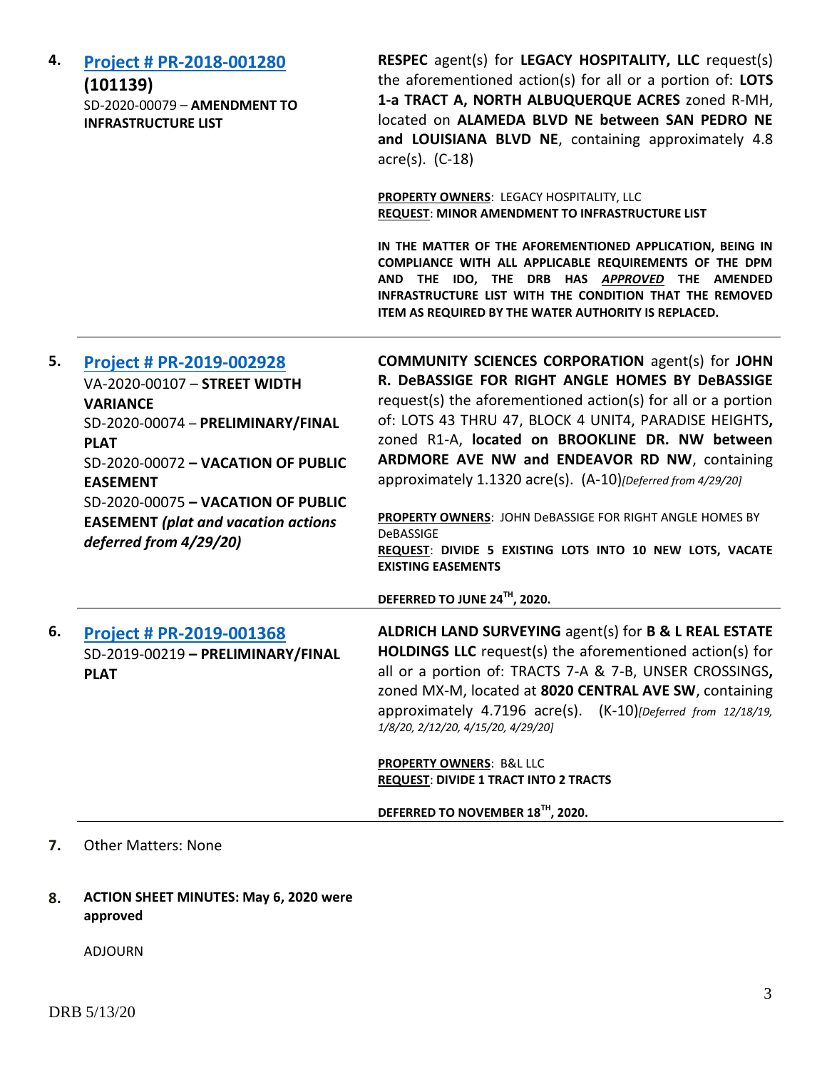**4.** **[Project # PR-2018-001280](#)**
**(101139)**
SD-2020-00079 – **AMENDMENT TO INFRASTRUCTURE LIST**

**RESPEC** agent(s) for **LEGACY HOSPITALITY, LLC** request(s) the aforementioned action(s) for all or a portion of: **LOTS 1-a TRACT A, NORTH ALBUQUERQUE ACRES** zoned R-MH, located on **ALAMEDA BLVD NE between SAN PEDRO NE and LOUISIANA BLVD NE**, containing approximately 4.8 acre(s). (C-18)

**PROPERTY OWNERS**: LEGACY HOSPITALITY, LLC
**REQUEST**: **MINOR AMENDMENT TO INFRASTRUCTURE LIST**

**IN THE MATTER OF THE AFOREMENTIONED APPLICATION, BEING IN COMPLIANCE WITH ALL APPLICABLE REQUIREMENTS OF THE DPM AND THE IDO, THE DRB HAS *APPROVED* THE AMENDED INFRASTRUCTURE LIST WITH THE CONDITION THAT THE REMOVED ITEM AS REQUIRED BY THE WATER AUTHORITY IS REPLACED.**

---

**5.** **[Project # PR-2019-002928](#)**
VA-2020-00107 – **STREET WIDTH VARIANCE**
SD-2020-00074 – **PRELIMINARY/FINAL PLAT**
SD-2020-00072 **– VACATION OF PUBLIC EASEMENT**
SD-2020-00075 **– VACATION OF PUBLIC EASEMENT *(plat and vacation actions deferred from 4/29/20)***

**COMMUNITY SCIENCES CORPORATION** agent(s) for **JOHN R. DeBASSIGE FOR RIGHT ANGLE HOMES BY DeBASSIGE** request(s) the aforementioned action(s) for all or a portion of: LOTS 43 THRU 47, BLOCK 4 UNIT4, PARADISE HEIGHTS**,** zoned R1-A, **located on BROOKLINE DR. NW between ARDMORE AVE NW and ENDEAVOR RD NW**, containing approximately 1.1320 acre(s). (A-10)*[Deferred from 4/29/20]*

**PROPERTY OWNERS**: JOHN DeBASSIGE FOR RIGHT ANGLE HOMES BY DeBASSIGE
**REQUEST**: **DIVIDE 5 EXISTING LOTS INTO 10 NEW LOTS, VACATE EXISTING EASEMENTS**

**DEFERRED TO JUNE 24TH, 2020.**

---

**6.** **[Project # PR-2019-001368](#)**
SD-2019-00219 **– PRELIMINARY/FINAL PLAT**

**ALDRICH LAND SURVEYING** agent(s) for **B & L REAL ESTATE HOLDINGS LLC** request(s) the aforementioned action(s) for all or a portion of: TRACTS 7-A & 7-B, UNSER CROSSINGS**,** zoned MX-M, located at **8020 CENTRAL AVE SW**, containing approximately 4.7196 acre(s). (K-10)*[Deferred from 12/18/19, 1/8/20, 2/12/20, 4/15/20, 4/29/20]*

**PROPERTY OWNERS**: B&L LLC
**REQUEST**: **DIVIDE 1 TRACT INTO 2 TRACTS**

**DEFERRED TO NOVEMBER 18TH, 2020.**

---

**7.** Other Matters: None

**8.** **ACTION SHEET MINUTES: May 6, 2020 were approved**

ADJOURN

DRB 5/13/20